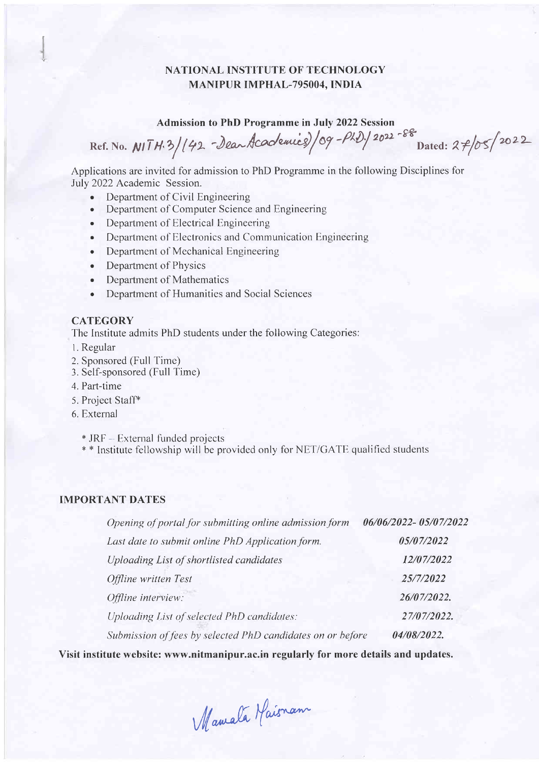# NATIONAL INSTITUTE OF TECHNOLOGY
# MANIPUR IMPHAL-795004, INDIA

## Admission to PhD Programme in July 2022 Session

Ref. No. NITH.3/(42 -Dean Academics)/09-PhD/2022-88 Dated: 27/05/2022

Applications are invited for admission to PhD Programme in the following Disciplines for July 2022 Academic Session.

- Department of Civil Engineering
- Department of Computer Science and Engineering
- Department of Electrical Engineering
- Department of Electronics and Communication Engineering
- Department of Mechanical Engineering
- Department of Physics
- Department of Mathematics
- Department of Humanities and Social Sciences

### CATEGORY

The Institute admits PhD students under the following Categories:

1. Regular
2. Sponsored (Full Time)
3. Self-sponsored (Full Time)
4. Part-time
5. Project Staff*
6. External

\* JRF – External funded projects
\* \* Institute fellowship will be provided only for NET/GATE qualified students

### IMPORTANT DATES

| | |
|---|---|
| *Opening of portal for submitting online admission form* | ***06/06/2022- 05/07/2022*** |
| *Last date to submit online PhD Application form.* | ***05/07/2022*** |
| *Uploading List of shortlisted candidates* | ***12/07/2022*** |
| *Offline written Test* | ***25/7/2022*** |
| *Offline interview:* | ***26/07/2022.*** |
| *Uploading List of selected PhD candidates:* | ***27/07/2022.*** |
| *Submission of fees by selected PhD candidates on or before* | ***04/08/2022.*** |

**Visit institute website: www.nitmanipur.ac.in regularly for more details and updates.**

Mamata Maisnam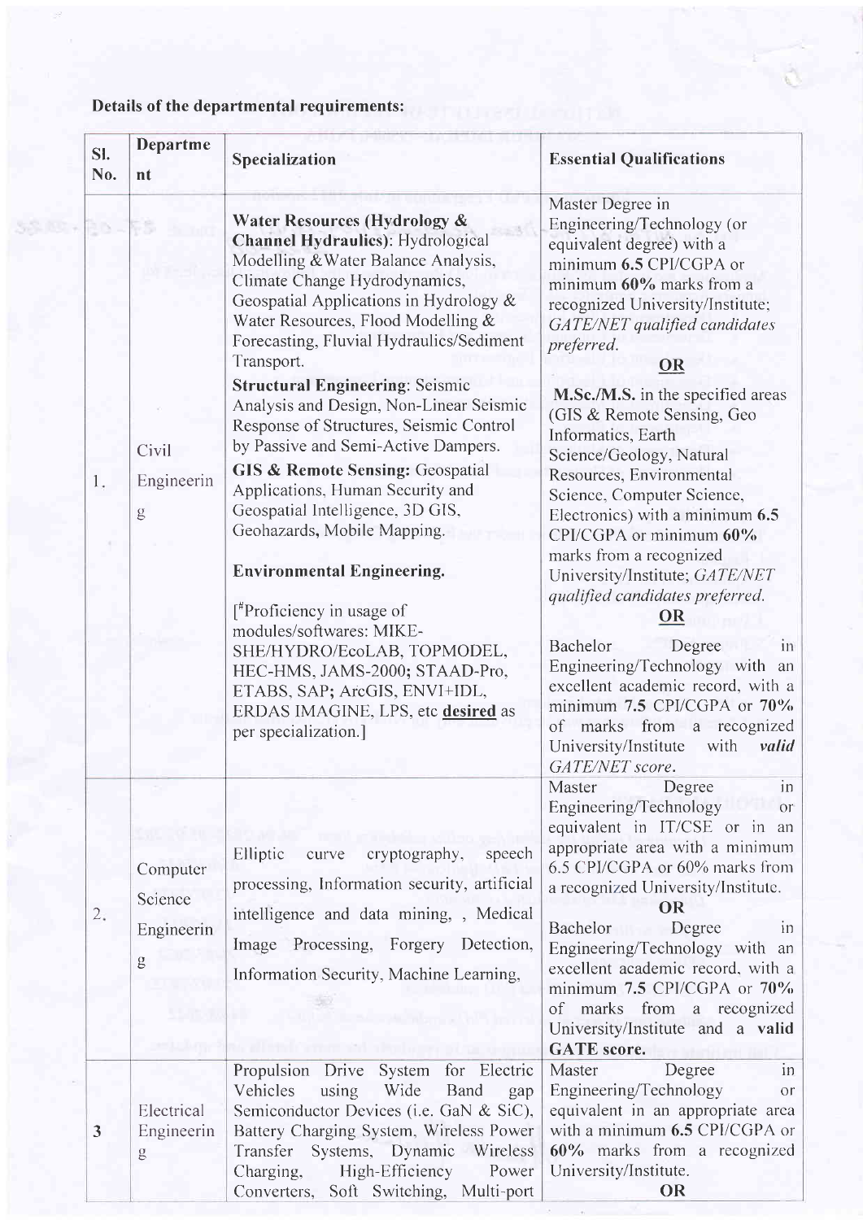**Details of the departmental requirements:**

| Sl. No. | Department | Specialization | Essential Qualifications |
|---|---|---|---|
| 1. | Civil Engineering | **Water Resources (Hydrology & Channel Hydraulics)**: Hydrological Modelling &Water Balance Analysis, Climate Change Hydrodynamics, Geospatial Applications in Hydrology & Water Resources, Flood Modelling & Forecasting, Fluvial Hydraulics/Sediment Transport.<br>**Structural Engineering**: Seismic Analysis and Design, Non-Linear Seismic Response of Structures, Seismic Control by Passive and Semi-Active Dampers.<br>**GIS & Remote Sensing:** Geospatial Applications, Human Security and Geospatial Intelligence, 3D GIS, Geohazards, Mobile Mapping.<br>**Environmental Engineering.**<br>[#Proficiency in usage of modules/softwares: MIKE-SHE/HYDRO/EcoLAB, TOPMODEL, HEC-HMS, JAMS-2000; STAAD-Pro, ETABS, SAP; ArcGIS, ENVI+IDL, ERDAS IMAGINE, LPS, etc **desired** as per specialization.] | Master Degree in Engineering/Technology (or equivalent degree) with a minimum **6.5** CPI/CGPA or minimum **60%** marks from a recognized University/Institute; *GATE/NET qualified candidates preferred.*<br>**OR**<br>**M.Sc./M.S.** in the specified areas (GIS & Remote Sensing, Geo Informatics, Earth Science/Geology, Natural Resources, Environmental Science, Computer Science, Electronics) with a minimum **6.5** CPI/CGPA or minimum **60%** marks from a recognized University/Institute; *GATE/NET qualified candidates preferred.*<br>**OR**<br>Bachelor Degree in Engineering/Technology with an excellent academic record, with a minimum **7.5** CPI/CGPA or **70%** of marks from a recognized University/Institute with ***valid*** *GATE/NET score.* |
| 2. | Computer Science Engineering | Elliptic curve cryptography, speech processing, Information security, artificial intelligence and data mining, , Medical Image Processing, Forgery Detection, Information Security, Machine Learning, | Master Degree in Engineering/Technology or equivalent in IT/CSE or in an appropriate area with a minimum 6.5 CPI/CGPA or 60% marks from a recognized University/Institute.<br>**OR**<br>Bachelor Degree in Engineering/Technology with an excellent academic record, with a minimum **7.5** CPI/CGPA or **70%** of marks from a recognized University/Institute and a **valid GATE score.** |
| 3 | Electrical Engineering | Propulsion Drive System for Electric Vehicles using Wide Band gap Semiconductor Devices (i.e. GaN & SiC), Battery Charging System, Wireless Power Transfer Systems, Dynamic Wireless Charging, High-Efficiency Power Converters, Soft Switching, Multi-port | Master Degree in Engineering/Technology or equivalent in an appropriate area with a minimum **6.5** CPI/CGPA or **60%** marks from a recognized University/Institute.<br>**OR** |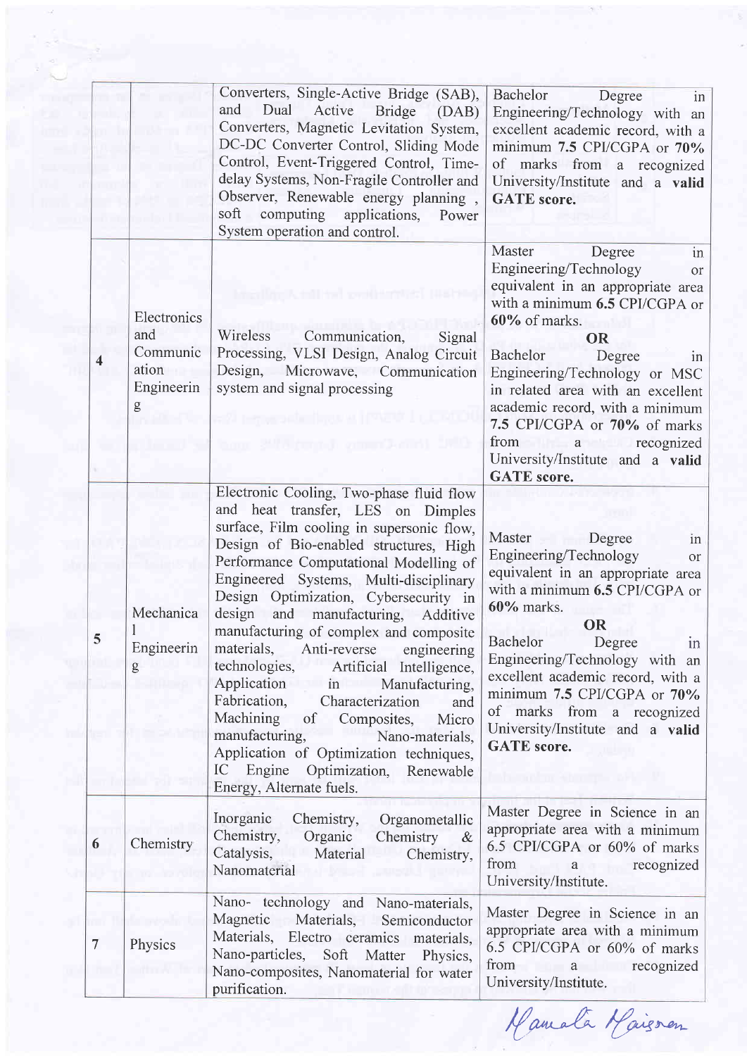| | | | |
|---|---|---|---|
| | | Converters, Single-Active Bridge (SAB), and Dual Active Bridge (DAB) Converters, Magnetic Levitation System, DC-DC Converter Control, Sliding Mode Control, Event-Triggered Control, Time-delay Systems, Non-Fragile Controller and Observer, Renewable energy planning , soft computing applications, Power System operation and control. | Bachelor Degree in Engineering/Technology with an excellent academic record, with a minimum **7.5** CPI/CGPA or **70%** of marks from a recognized University/Institute and a **valid GATE score.** |
| 4 | Electronics and Communication Engineering | Wireless Communication, Signal Processing, VLSI Design, Analog Circuit Design, Microwave, Communication system and signal processing | Master Degree in Engineering/Technology or equivalent in an appropriate area with a minimum **6.5** CPI/CGPA or **60%** of marks. **OR** Bachelor Degree in Engineering/Technology or MSC in related area with an excellent academic record, with a minimum **7.5** CPI/CGPA or **70%** of marks from a recognized University/Institute and a **valid GATE score.** |
| 5 | Mechanical Engineering | Electronic Cooling, Two-phase fluid flow and heat transfer, LES on Dimples surface, Film cooling in supersonic flow, Design of Bio-enabled structures, High Performance Computational Modelling of Engineered Systems, Multi-disciplinary Design Optimization, Cybersecurity in design and manufacturing, Additive manufacturing of complex and composite materials, Anti-reverse engineering technologies, Artificial Intelligence, Application in Manufacturing, Fabrication, Characterization and Machining of Composites, Micro manufacturing, Nano-materials, Application of Optimization techniques, IC Engine Optimization, Renewable Energy, Alternate fuels. | Master Degree in Engineering/Technology or equivalent in an appropriate area with a minimum **6.5** CPI/CGPA or **60%** marks. **OR** Bachelor Degree in Engineering/Technology with an excellent academic record, with a minimum **7.5** CPI/CGPA or **70%** of marks from a recognized University/Institute and a **valid GATE score.** |
| 6 | Chemistry | Inorganic Chemistry, Organometallic Chemistry, Organic Chemistry & Catalysis, Material Chemistry, Nanomaterial | Master Degree in Science in an appropriate area with a minimum 6.5 CPI/CGPA or 60% of marks from a recognized University/Institute. |
| 7 | Physics | Nano- technology and Nano-materials, Magnetic Materials, Semiconductor Materials, Electro ceramics materials, Nano-particles, Soft Matter Physics, Nano-composites, Nanomaterial for water purification. | Master Degree in Science in an appropriate area with a minimum 6.5 CPI/CGPA or 60% of marks from a recognized University/Institute. |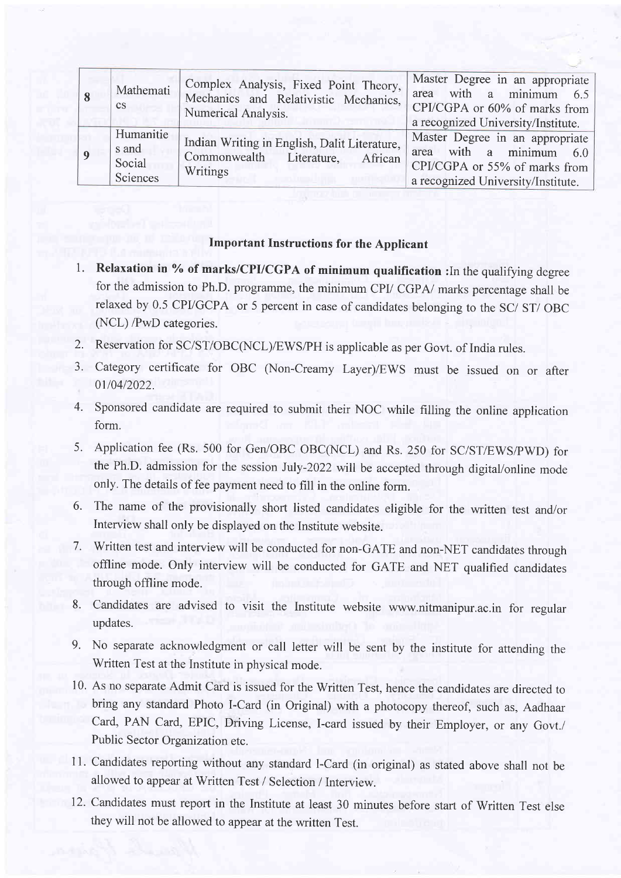| 8 | Mathematics | Complex Analysis, Fixed Point Theory, Mechanics and Relativistic Mechanics, Numerical Analysis. | Master Degree in an appropriate area with a minimum 6.5 CPI/CGPA or 60% of marks from a recognized University/Institute. |
|---|---|---|---|
| 9 | Humanities and Social Sciences | Indian Writing in English, Dalit Literature, Commonwealth Literature, African Writings | Master Degree in an appropriate area with a minimum 6.0 CPI/CGPA or 55% of marks from a recognized University/Institute. |

## Important Instructions for the Applicant

1. **Relaxation in % of marks/CPI/CGPA of minimum qualification :** In the qualifying degree for the admission to Ph.D. programme, the minimum CPI/ CGPA/ marks percentage shall be relaxed by 0.5 CPI/GCPA or 5 percent in case of candidates belonging to the SC/ ST/ OBC (NCL) /PwD categories.
2. Reservation for SC/ST/OBC(NCL)/EWS/PH is applicable as per Govt. of India rules.
3. Category certificate for OBC (Non-Creamy Layer)/EWS must be issued on or after 01/04/2022.
4. Sponsored candidate are required to submit their NOC while filling the online application form.
5. Application fee (Rs. 500 for Gen/OBC OBC(NCL) and Rs. 250 for SC/ST/EWS/PWD) for the Ph.D. admission for the session July-2022 will be accepted through digital/online mode only. The details of fee payment need to fill in the online form.
6. The name of the provisionally short listed candidates eligible for the written test and/or Interview shall only be displayed on the Institute website.
7. Written test and interview will be conducted for non-GATE and non-NET candidates through offline mode. Only interview will be conducted for GATE and NET qualified candidates through offline mode.
8. Candidates are advised to visit the Institute website www.nitmanipur.ac.in for regular updates.
9. No separate acknowledgment or call letter will be sent by the institute for attending the Written Test at the Institute in physical mode.
10. As no separate Admit Card is issued for the Written Test, hence the candidates are directed to bring any standard Photo I-Card (in Original) with a photocopy thereof, such as, Aadhaar Card, PAN Card, EPIC, Driving License, I-card issued by their Employer, or any Govt./ Public Sector Organization etc.
11. Candidates reporting without any standard I-Card (in original) as stated above shall not be allowed to appear at Written Test / Selection / Interview.
12. Candidates must report in the Institute at least 30 minutes before start of Written Test else they will not be allowed to appear at the written Test.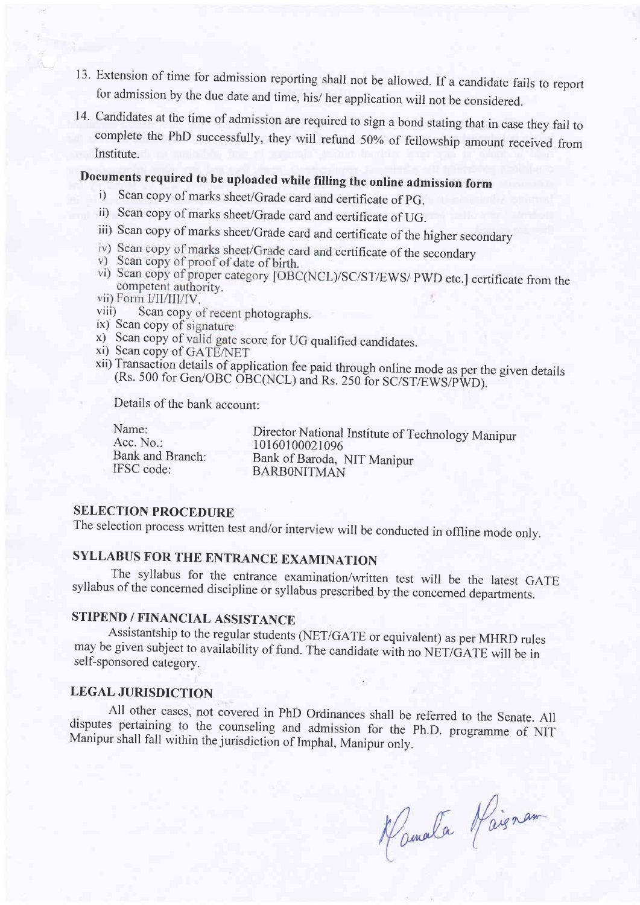13. Extension of time for admission reporting shall not be allowed. If a candidate fails to report for admission by the due date and time, his/ her application will not be considered.

14. Candidates at the time of admission are required to sign a bond stating that in case they fail to complete the PhD successfully, they will refund 50% of fellowship amount received from Institute.

## Documents required to be uploaded while filling the online admission form

i) Scan copy of marks sheet/Grade card and certificate of PG.
ii) Scan copy of marks sheet/Grade card and certificate of UG.
iii) Scan copy of marks sheet/Grade card and certificate of the higher secondary
iv) Scan copy of marks sheet/Grade card and certificate of the secondary
v) Scan copy of proof of date of birth.
vi) Scan copy of proper category [OBC(NCL)/SC/ST/EWS/ PWD etc.] certificate from the competent authority.
vii) Form I/II/III/IV.
viii) Scan copy of recent photographs.
ix) Scan copy of signature
x) Scan copy of valid gate score for UG qualified candidates.
xi) Scan copy of GATE/NET
xii) Transaction details of application fee paid through online mode as per the given details (Rs. 500 for Gen/OBC OBC(NCL) and Rs. 250 for SC/ST/EWS/PWD).

Details of the bank account:

| | |
|---|---|
| Name: | Director National Institute of Technology Manipur |
| Acc. No.: | 10160100021096 |
| Bank and Branch: | Bank of Baroda, NIT Manipur |
| IFSC code: | BARB0NITMAN |

## SELECTION PROCEDURE

The selection process written test and/or interview will be conducted in offline mode only.

## SYLLABUS FOR THE ENTRANCE EXAMINATION

The syllabus for the entrance examination/written test will be the latest GATE syllabus of the concerned discipline or syllabus prescribed by the concerned departments.

## STIPEND / FINANCIAL ASSISTANCE

Assistantship to the regular students (NET/GATE or equivalent) as per MHRD rules may be given subject to availability of fund. The candidate with no NET/GATE will be in self-sponsored category.

## LEGAL JURISDICTION

All other cases, not covered in PhD Ordinances shall be referred to the Senate. All disputes pertaining to the counseling and admission for the Ph.D. programme of NIT Manipur shall fall within the jurisdiction of Imphal, Manipur only.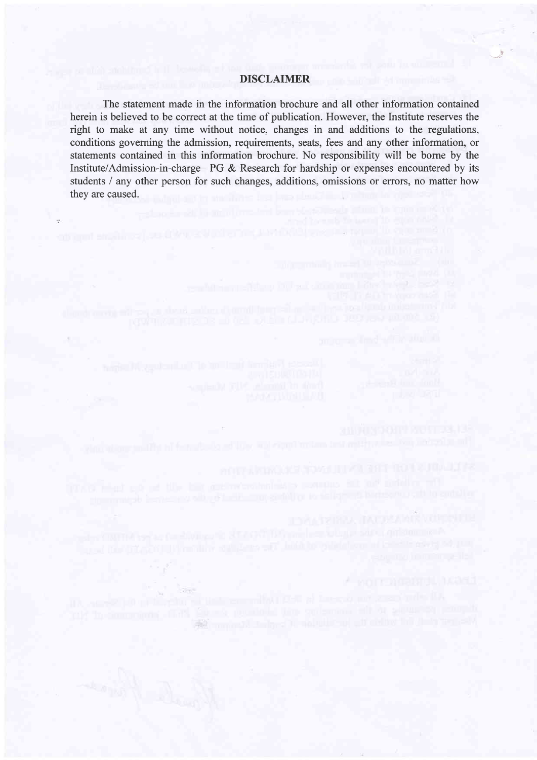## DISCLAIMER

The statement made in the information brochure and all other information contained herein is believed to be correct at the time of publication. However, the Institute reserves the right to make at any time without notice, changes in and additions to the regulations, conditions governing the admission, requirements, seats, fees and any other information, or statements contained in this information brochure. No responsibility will be borne by the Institute/Admission-in-charge– PG & Research for hardship or expenses encountered by its students / any other person for such changes, additions, omissions or errors, no matter how they are caused.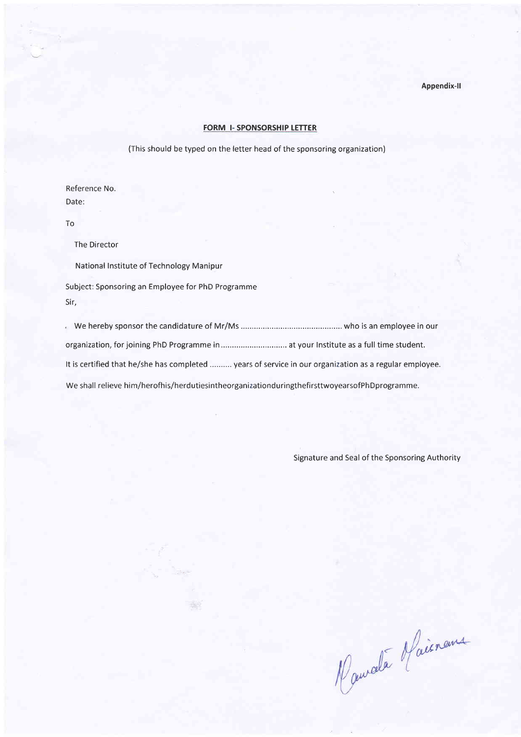Appendix-II

## **FORM I- SPONSORSHIP LETTER**

(This should be typed on the letter head of the sponsoring organization)

Reference No.

Date:

To

The Director

National Institute of Technology Manipur

Subject: Sponsoring an Employee for PhD Programme

Sir,

We hereby sponsor the candidature of Mr/Ms ............................................ who is an employee in our organization, for joining PhD Programme in ............................. at your Institute as a full time student.

It is certified that he/she has completed .......... years of service in our organization as a regular employee.

We shall relieve him/herofhis/herdutiesintheorganizationduringthefirsttwoyearsofPhDprogramme.

Signature and Seal of the Sponsoring Authority

Mamata Maisnam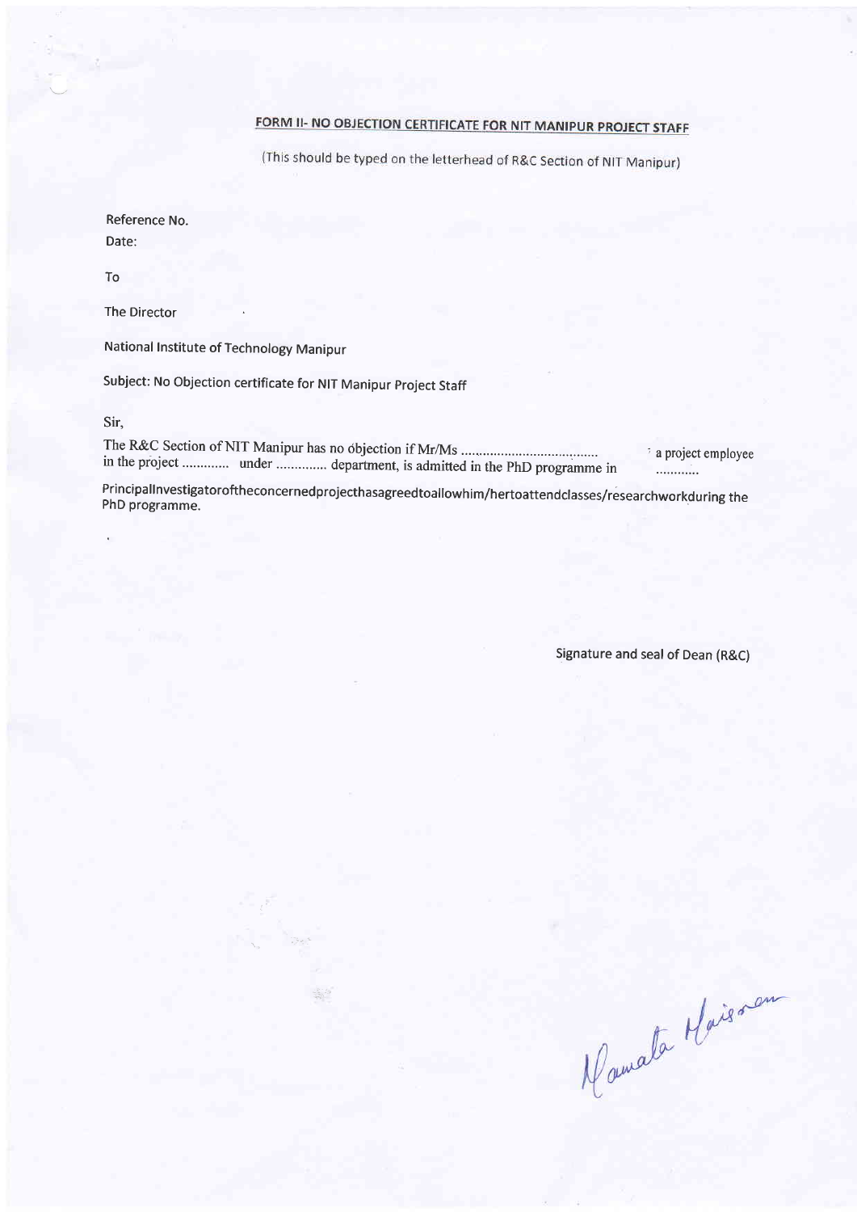## FORM II- NO OBJECTION CERTIFICATE FOR NIT MANIPUR PROJECT STAFF

(This should be typed on the letterhead of R&C Section of NIT Manipur)

Reference No.

Date:

To

The Director

National Institute of Technology Manipur

Subject: No Objection certificate for NIT Manipur Project Staff

Sir,

The R&C Section of NIT Manipur has no objection if Mr/Ms ...................................... a project employee in the project ............. under .............. department, is admitted in the PhD programme in ............

PrincipalInvestigatoroftheconcernedprojecthasagreedtoallowhim/hertoattendclasses/researchworkduring the PhD programme.

Signature and seal of Dean (R&C)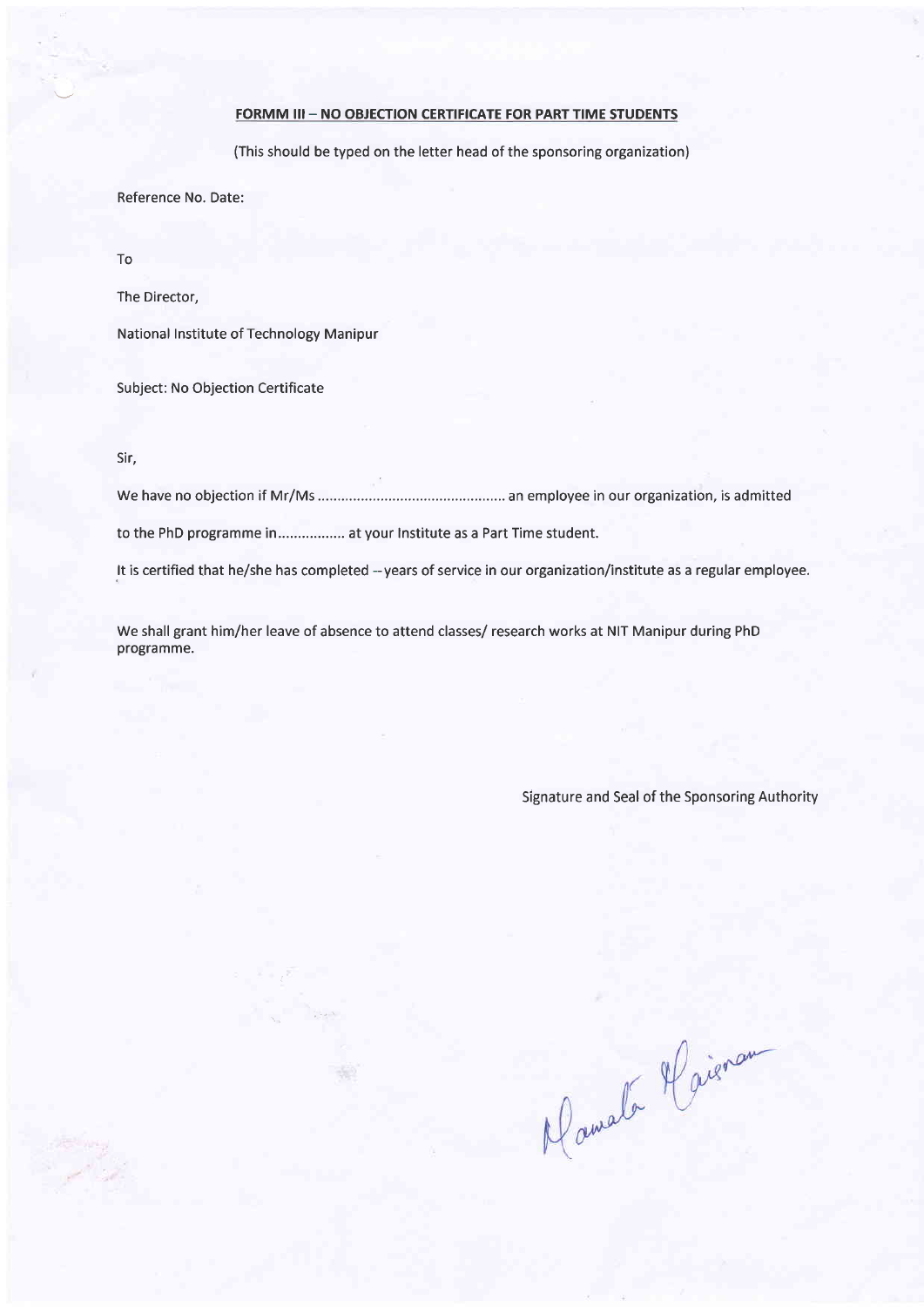**FORMM III – NO OBJECTION CERTIFICATE FOR PART TIME STUDENTS**

(This should be typed on the letter head of the sponsoring organization)

Reference No. Date:

To

The Director,

National Institute of Technology Manipur

Subject: No Objection Certificate

Sir,

We have no objection if Mr/Ms ............................................... an employee in our organization, is admitted to the PhD programme in ................ at your Institute as a Part Time student.

It is certified that he/she has completed --years of service in our organization/institute as a regular employee.

We shall grant him/her leave of absence to attend classes/ research works at NIT Manipur during PhD programme.

Signature and Seal of the Sponsoring Authority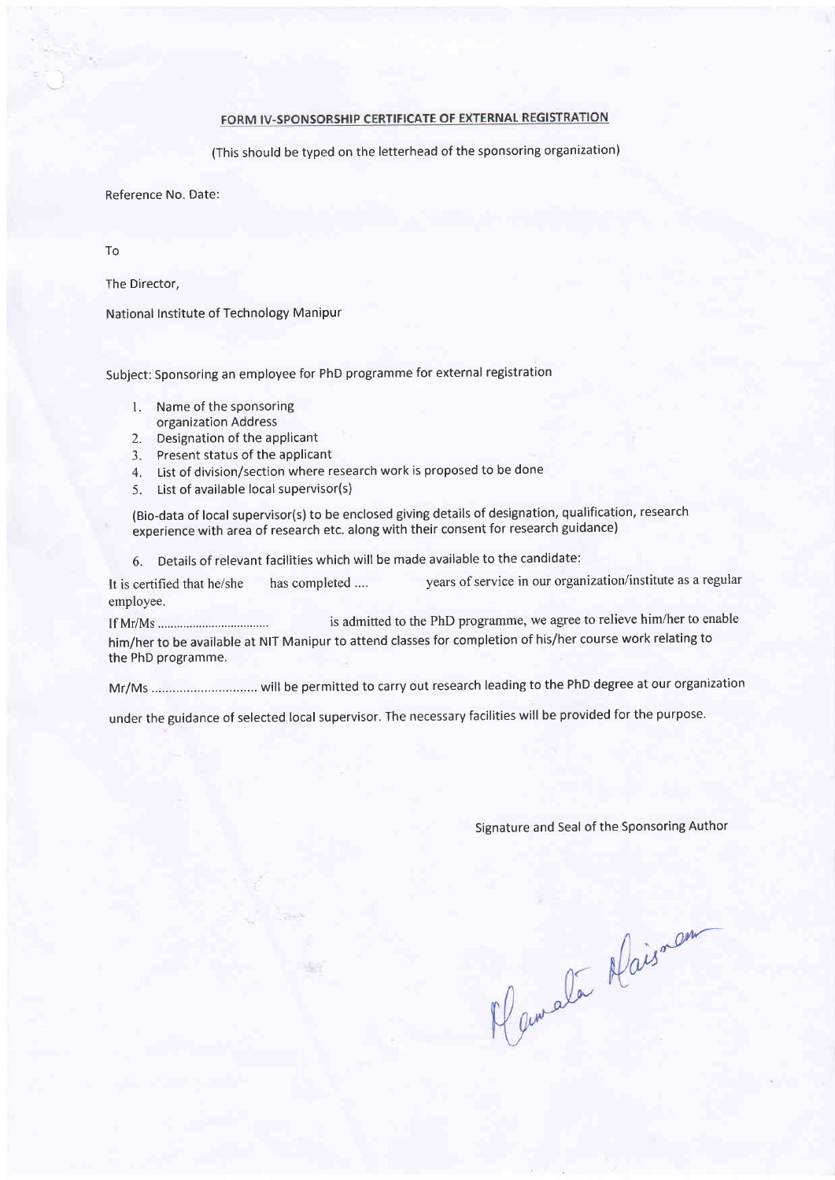## FORM IV-SPONSORSHIP CERTIFICATE OF EXTERNAL REGISTRATION

(This should be typed on the letterhead of the sponsoring organization)

Reference No. Date:

To

The Director,

National Institute of Technology Manipur

Subject: Sponsoring an employee for PhD programme for external registration

1. Name of the sponsoring organization Address
2. Designation of the applicant
3. Present status of the applicant
4. List of division/section where research work is proposed to be done
5. List of available local supervisor(s)

(Bio-data of local supervisor(s) to be enclosed giving details of designation, qualification, research experience with area of research etc. along with their consent for research guidance)

6. Details of relevant facilities which will be made available to the candidate:

It is certified that he/she has completed .... years of service in our organization/institute as a regular employee.

If Mr/Ms .................................. is admitted to the PhD programme, we agree to relieve him/her to enable him/her to be available at NIT Manipur to attend classes for completion of his/her course work relating to the PhD programme.

Mr/Ms ............................. will be permitted to carry out research leading to the PhD degree at our organization under the guidance of selected local supervisor. The necessary facilities will be provided for the purpose.

Signature and Seal of the Sponsoring Author